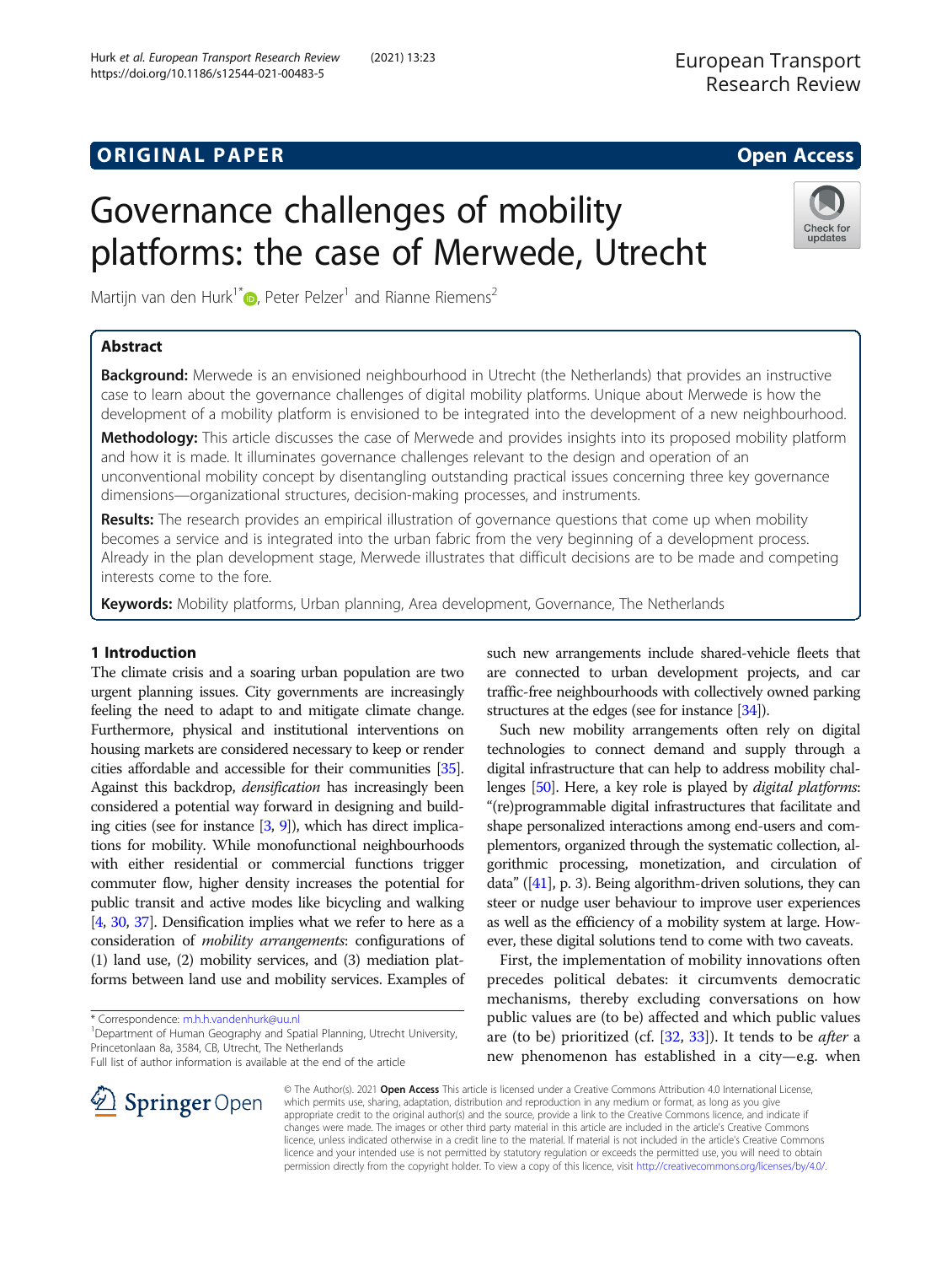ORIGINAL PAPER Open Access

# Governance challenges of mobility platforms: the case of Merwede, Utrecht

Martijn van den Hurk[1*], Peter Pelzer[1] and Rianne Riemens[2]

## Abstract

**Background:** Merwede is an envisioned neighbourhood in Utrecht (the Netherlands) that provides an instructive case to learn about the governance challenges of digital mobility platforms. Unique about Merwede is how the development of a mobility platform is envisioned to be integrated into the development of a new neighbourhood.

**Methodology:** This article discusses the case of Merwede and provides insights into its proposed mobility platform and how it is made. It illuminates governance challenges relevant to the design and operation of an unconventional mobility concept by disentangling outstanding practical issues concerning three key governance dimensions—organizational structures, decision-making processes, and instruments.

**Results:** The research provides an empirical illustration of governance questions that come up when mobility becomes a service and is integrated into the urban fabric from the very beginning of a development process. Already in the plan development stage, Merwede illustrates that difficult decisions are to be made and competing interests come to the fore.

**Keywords:** Mobility platforms, Urban planning, Area development, Governance, The Netherlands

## 1 Introduction

The climate crisis and a soaring urban population are two urgent planning issues. City governments are increasingly feeling the need to adapt to and mitigate climate change. Furthermore, physical and institutional interventions on housing markets are considered necessary to keep or render cities affordable and accessible for their communities [35]. Against this backdrop, *densification* has increasingly been considered a potential way forward in designing and building cities (see for instance [3, 9]), which has direct implications for mobility. While monofunctional neighbourhoods with either residential or commercial functions trigger commuter flow, higher density increases the potential for public transit and active modes like bicycling and walking [4, 30, 37]. Densification implies what we refer to here as a consideration of *mobility arrangements*: configurations of (1) land use, (2) mobility services, and (3) mediation platforms between land use and mobility services. Examples of such new arrangements include shared-vehicle fleets that are connected to urban development projects, and car traffic-free neighbourhoods with collectively owned parking structures at the edges (see for instance [34]).

Such new mobility arrangements often rely on digital technologies to connect demand and supply through a digital infrastructure that can help to address mobility challenges [50]. Here, a key role is played by *digital platforms*: "(re)programmable digital infrastructures that facilitate and shape personalized interactions among end-users and complementors, organized through the systematic collection, algorithmic processing, monetization, and circulation of data" ([41], p. 3). Being algorithm-driven solutions, they can steer or nudge user behaviour to improve user experiences as well as the efficiency of a mobility system at large. However, these digital solutions tend to come with two caveats.

First, the implementation of mobility innovations often precedes political debates: it circumvents democratic mechanisms, thereby excluding conversations on how public values are (to be) affected and which public values are (to be) prioritized (cf. [32, 33]). It tends to be *after* a new phenomenon has established in a city—e.g. when

\* Correspondence: m.h.h.vandenhurk@uu.nl
[1]Department of Human Geography and Spatial Planning, Utrecht University, Princetonlaan 8a, 3584, CB, Utrecht, The Netherlands
Full list of author information is available at the end of the article

© The Author(s). 2021 **Open Access** This article is licensed under a Creative Commons Attribution 4.0 International License, which permits use, sharing, adaptation, distribution and reproduction in any medium or format, as long as you give appropriate credit to the original author(s) and the source, provide a link to the Creative Commons licence, and indicate if changes were made. The images or other third party material in this article are included in the article's Creative Commons licence, unless indicated otherwise in a credit line to the material. If material is not included in the article's Creative Commons licence and your intended use is not permitted by statutory regulation or exceeds the permitted use, you will need to obtain permission directly from the copyright holder. To view a copy of this licence, visit http://creativecommons.org/licenses/by/4.0/.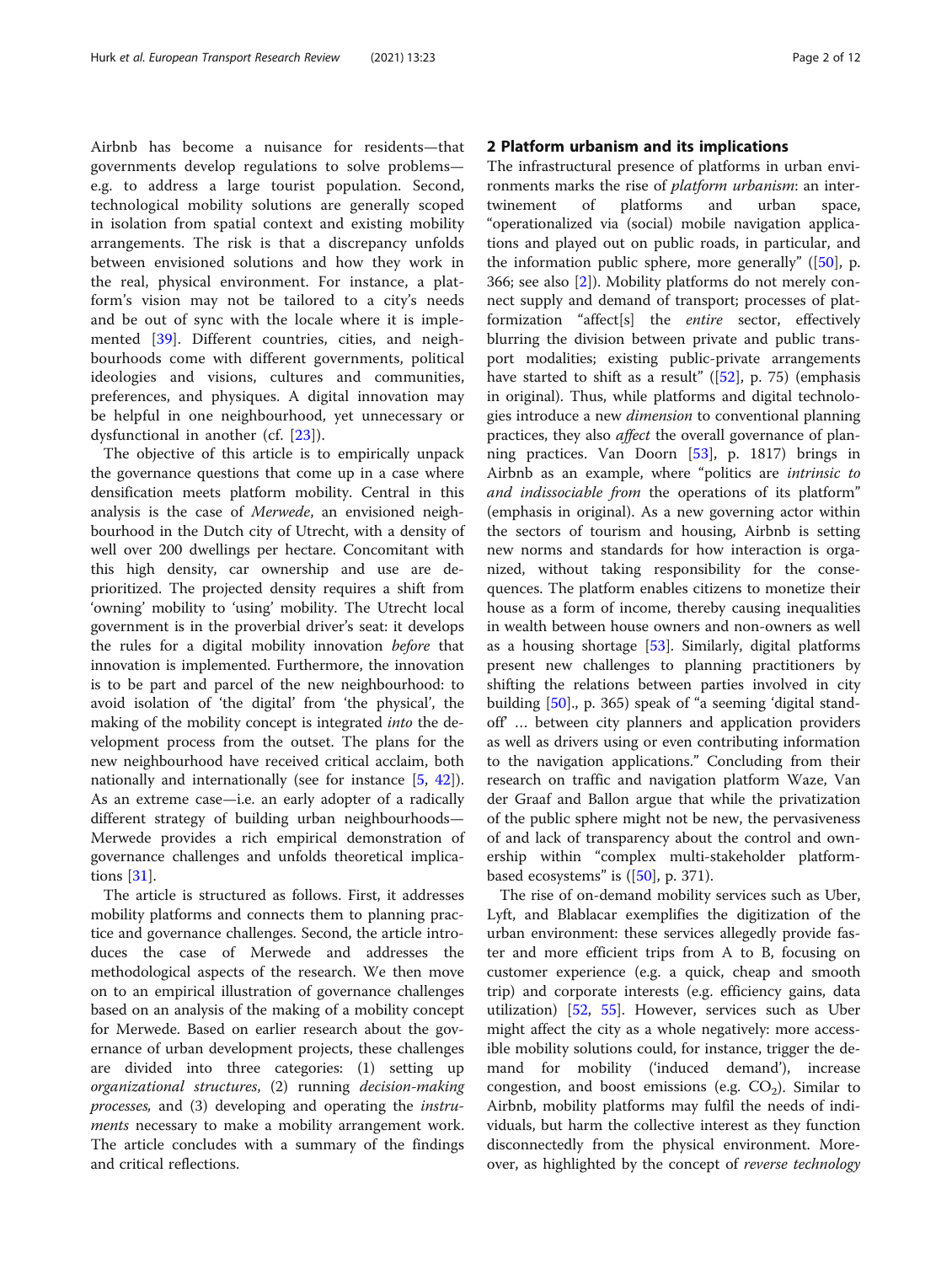Airbnb has become a nuisance for residents—that governments develop regulations to solve problems—e.g. to address a large tourist population. Second, technological mobility solutions are generally scoped in isolation from spatial context and existing mobility arrangements. The risk is that a discrepancy unfolds between envisioned solutions and how they work in the real, physical environment. For instance, a platform's vision may not be tailored to a city's needs and be out of sync with the locale where it is implemented [39]. Different countries, cities, and neighbourhoods come with different governments, political ideologies and visions, cultures and communities, preferences, and physiques. A digital innovation may be helpful in one neighbourhood, yet unnecessary or dysfunctional in another (cf. [23]).

The objective of this article is to empirically unpack the governance questions that come up in a case where densification meets platform mobility. Central in this analysis is the case of *Merwede*, an envisioned neighbourhood in the Dutch city of Utrecht, with a density of well over 200 dwellings per hectare. Concomitant with this high density, car ownership and use are deprioritized. The projected density requires a shift from 'owning' mobility to 'using' mobility. The Utrecht local government is in the proverbial driver's seat: it develops the rules for a digital mobility innovation *before* that innovation is implemented. Furthermore, the innovation is to be part and parcel of the new neighbourhood: to avoid isolation of 'the digital' from 'the physical', the making of the mobility concept is integrated *into* the development process from the outset. The plans for the new neighbourhood have received critical acclaim, both nationally and internationally (see for instance [5, 42]). As an extreme case—i.e. an early adopter of a radically different strategy of building urban neighbourhoods—Merwede provides a rich empirical demonstration of governance challenges and unfolds theoretical implications [31].

The article is structured as follows. First, it addresses mobility platforms and connects them to planning practice and governance challenges. Second, the article introduces the case of Merwede and addresses the methodological aspects of the research. We then move on to an empirical illustration of governance challenges based on an analysis of the making of a mobility concept for Merwede. Based on earlier research about the governance of urban development projects, these challenges are divided into three categories: (1) setting up *organizational structures*, (2) running *decision-making processes*, and (3) developing and operating the *instruments* necessary to make a mobility arrangement work. The article concludes with a summary of the findings and critical reflections.

## 2 Platform urbanism and its implications

The infrastructural presence of platforms in urban environments marks the rise of *platform urbanism*: an intertwinement of platforms and urban space, "operationalized via (social) mobile navigation applications and played out on public roads, in particular, and the information public sphere, more generally" ([50], p. 366; see also [2]). Mobility platforms do not merely connect supply and demand of transport; processes of platformization "affect[s] the *entire* sector, effectively blurring the division between private and public transport modalities; existing public-private arrangements have started to shift as a result" ([52], p. 75) (emphasis in original). Thus, while platforms and digital technologies introduce a new *dimension* to conventional planning practices, they also *affect* the overall governance of planning practices. Van Doorn [53], p. 1817) brings in Airbnb as an example, where "politics are *intrinsic to and indissociable from* the operations of its platform" (emphasis in original). As a new governing actor within the sectors of tourism and housing, Airbnb is setting new norms and standards for how interaction is organized, without taking responsibility for the consequences. The platform enables citizens to monetize their house as a form of income, thereby causing inequalities in wealth between house owners and non-owners as well as a housing shortage [53]. Similarly, digital platforms present new challenges to planning practitioners by shifting the relations between parties involved in city building [50]., p. 365) speak of "a seeming 'digital standoff' … between city planners and application providers as well as drivers using or even contributing information to the navigation applications." Concluding from their research on traffic and navigation platform Waze, Van der Graaf and Ballon argue that while the privatization of the public sphere might not be new, the pervasiveness of and lack of transparency about the control and ownership within "complex multi-stakeholder platform-based ecosystems" is ([50], p. 371).

The rise of on-demand mobility services such as Uber, Lyft, and Blablacar exemplifies the digitization of the urban environment: these services allegedly provide faster and more efficient trips from A to B, focusing on customer experience (e.g. a quick, cheap and smooth trip) and corporate interests (e.g. efficiency gains, data utilization) [52, 55]. However, services such as Uber might affect the city as a whole negatively: more accessible mobility solutions could, for instance, trigger the demand for mobility ('induced demand'), increase congestion, and boost emissions (e.g. $CO_2$). Similar to Airbnb, mobility platforms may fulfil the needs of individuals, but harm the collective interest as they function disconnectedly from the physical environment. Moreover, as highlighted by the concept of *reverse technology*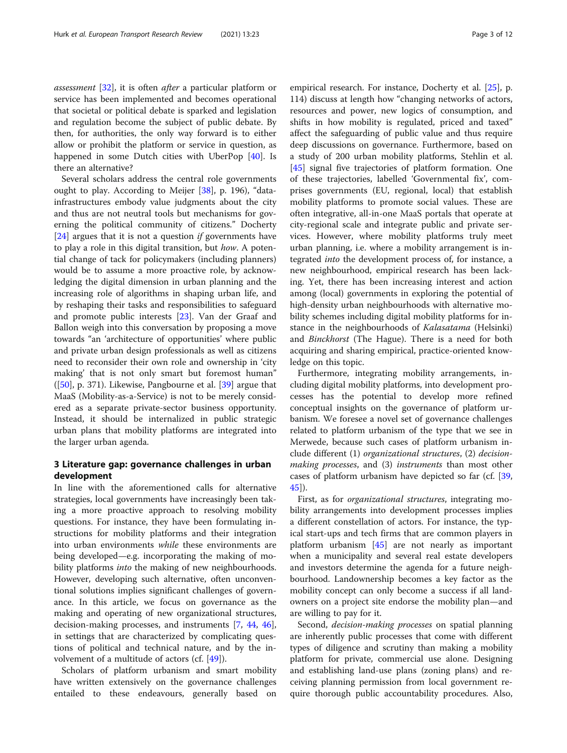*assessment* [32], it is often *after* a particular platform or service has been implemented and becomes operational that societal or political debate is sparked and legislation and regulation become the subject of public debate. By then, for authorities, the only way forward is to either allow or prohibit the platform or service in question, as happened in some Dutch cities with UberPop [40]. Is there an alternative?

Several scholars address the central role governments ought to play. According to Meijer [38], p. 196), "data-infrastructures embody value judgments about the city and thus are not neutral tools but mechanisms for governing the political community of citizens." Docherty [24] argues that it is not a question *if* governments have to play a role in this digital transition, but *how*. A potential change of tack for policymakers (including planners) would be to assume a more proactive role, by acknowledging the digital dimension in urban planning and the increasing role of algorithms in shaping urban life, and by reshaping their tasks and responsibilities to safeguard and promote public interests [23]. Van der Graaf and Ballon weigh into this conversation by proposing a move towards "an 'architecture of opportunities' where public and private urban design professionals as well as citizens need to reconsider their own role and ownership in 'city making' that is not only smart but foremost human" ([50], p. 371). Likewise, Pangbourne et al. [39] argue that MaaS (Mobility-as-a-Service) is not to be merely considered as a separate private-sector business opportunity. Instead, it should be internalized in public strategic urban plans that mobility platforms are integrated into the larger urban agenda.

## 3 Literature gap: governance challenges in urban development

In line with the aforementioned calls for alternative strategies, local governments have increasingly been taking a more proactive approach to resolving mobility questions. For instance, they have been formulating instructions for mobility platforms and their integration into urban environments *while* these environments are being developed—e.g. incorporating the making of mobility platforms *into* the making of new neighbourhoods. However, developing such alternative, often unconventional solutions implies significant challenges of governance. In this article, we focus on governance as the making and operating of new organizational structures, decision-making processes, and instruments [7, 44, 46], in settings that are characterized by complicating questions of political and technical nature, and by the involvement of a multitude of actors (cf. [49]).

Scholars of platform urbanism and smart mobility have written extensively on the governance challenges entailed to these endeavours, generally based on empirical research. For instance, Docherty et al. [25], p. 114) discuss at length how "changing networks of actors, resources and power, new logics of consumption, and shifts in how mobility is regulated, priced and taxed" affect the safeguarding of public value and thus require deep discussions on governance. Furthermore, based on a study of 200 urban mobility platforms, Stehlin et al. [45] signal five trajectories of platform formation. One of these trajectories, labelled 'Governmental fix', comprises governments (EU, regional, local) that establish mobility platforms to promote social values. These are often integrative, all-in-one MaaS portals that operate at city-regional scale and integrate public and private services. However, where mobility platforms truly meet urban planning, i.e. where a mobility arrangement is integrated *into* the development process of, for instance, a new neighbourhood, empirical research has been lacking. Yet, there has been increasing interest and action among (local) governments in exploring the potential of high-density urban neighbourhoods with alternative mobility schemes including digital mobility platforms for instance in the neighbourhoods of *Kalasatama* (Helsinki) and *Binckhorst* (The Hague). There is a need for both acquiring and sharing empirical, practice-oriented knowledge on this topic.

Furthermore, integrating mobility arrangements, including digital mobility platforms, into development processes has the potential to develop more refined conceptual insights on the governance of platform urbanism. We foresee a novel set of governance challenges related to platform urbanism of the type that we see in Merwede, because such cases of platform urbanism include different (1) *organizational structures*, (2) *decision-making processes*, and (3) *instruments* than most other cases of platform urbanism have depicted so far (cf. [39, 45]).

First, as for *organizational structures*, integrating mobility arrangements into development processes implies a different constellation of actors. For instance, the typical start-ups and tech firms that are common players in platform urbanism [45] are not nearly as important when a municipality and several real estate developers and investors determine the agenda for a future neighbourhood. Landownership becomes a key factor as the mobility concept can only become a success if all landowners on a project site endorse the mobility plan—and are willing to pay for it.

Second, *decision-making processes* on spatial planning are inherently public processes that come with different types of diligence and scrutiny than making a mobility platform for private, commercial use alone. Designing and establishing land-use plans (zoning plans) and receiving planning permission from local government require thorough public accountability procedures. Also,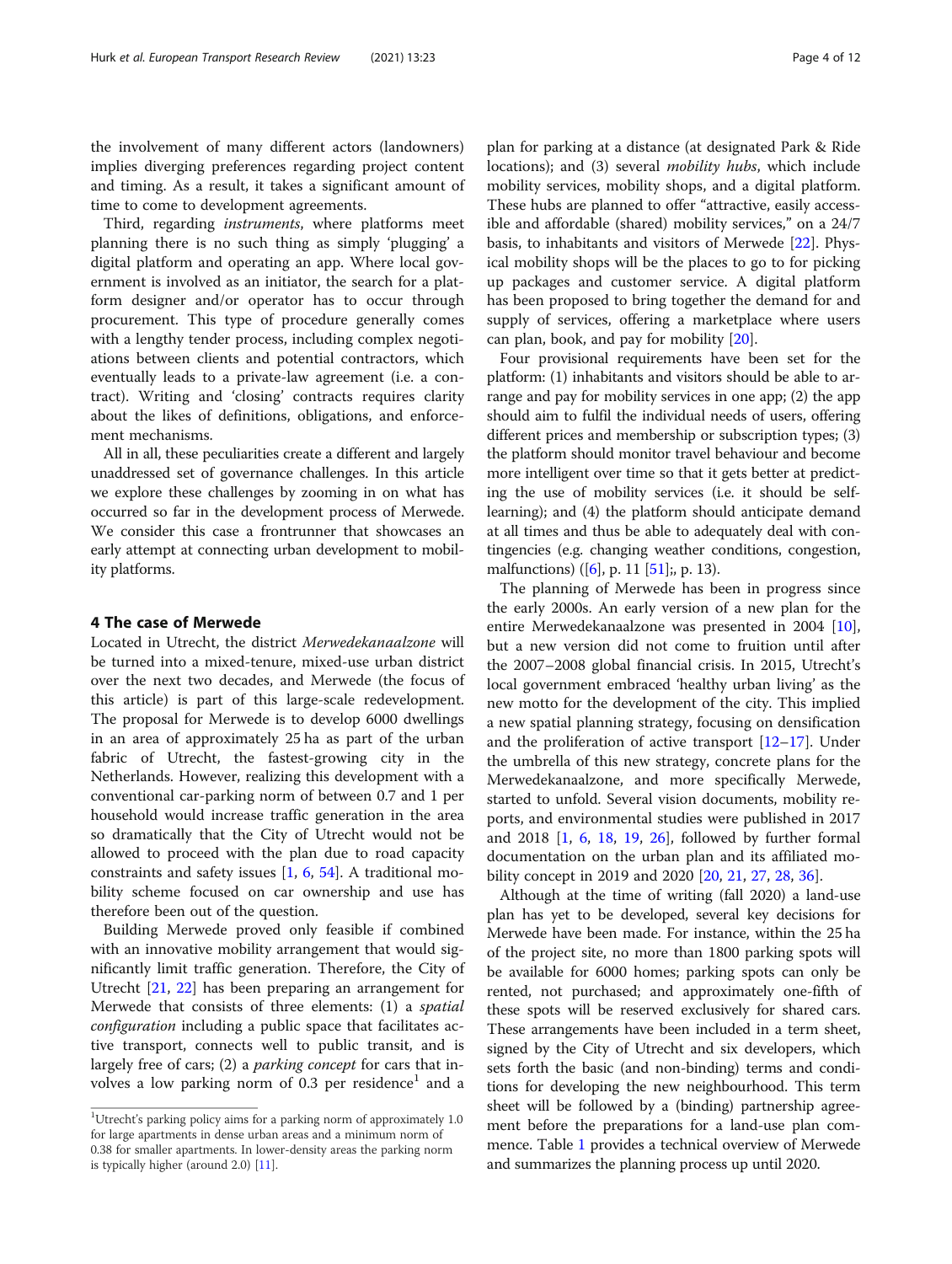the involvement of many different actors (landowners) implies diverging preferences regarding project content and timing. As a result, it takes a significant amount of time to come to development agreements.

Third, regarding *instruments*, where platforms meet planning there is no such thing as simply 'plugging' a digital platform and operating an app. Where local government is involved as an initiator, the search for a platform designer and/or operator has to occur through procurement. This type of procedure generally comes with a lengthy tender process, including complex negotiations between clients and potential contractors, which eventually leads to a private-law agreement (i.e. a contract). Writing and 'closing' contracts requires clarity about the likes of definitions, obligations, and enforcement mechanisms.

All in all, these peculiarities create a different and largely unaddressed set of governance challenges. In this article we explore these challenges by zooming in on what has occurred so far in the development process of Merwede. We consider this case a frontrunner that showcases an early attempt at connecting urban development to mobility platforms.

## 4 The case of Merwede

Located in Utrecht, the district *Merwedekanaalzone* will be turned into a mixed-tenure, mixed-use urban district over the next two decades, and Merwede (the focus of this article) is part of this large-scale redevelopment. The proposal for Merwede is to develop 6000 dwellings in an area of approximately 25 ha as part of the urban fabric of Utrecht, the fastest-growing city in the Netherlands. However, realizing this development with a conventional car-parking norm of between 0.7 and 1 per household would increase traffic generation in the area so dramatically that the City of Utrecht would not be allowed to proceed with the plan due to road capacity constraints and safety issues [1, 6, 54]. A traditional mobility scheme focused on car ownership and use has therefore been out of the question.

Building Merwede proved only feasible if combined with an innovative mobility arrangement that would significantly limit traffic generation. Therefore, the City of Utrecht [21, 22] has been preparing an arrangement for Merwede that consists of three elements: (1) a *spatial configuration* including a public space that facilitates active transport, connects well to public transit, and is largely free of cars; (2) a *parking concept* for cars that involves a low parking norm of 0.3 per residence[1] and a plan for parking at a distance (at designated Park & Ride locations); and (3) several *mobility hubs*, which include mobility services, mobility shops, and a digital platform. These hubs are planned to offer "attractive, easily accessible and affordable (shared) mobility services," on a 24/7 basis, to inhabitants and visitors of Merwede [22]. Physical mobility shops will be the places to go to for picking up packages and customer service. A digital platform has been proposed to bring together the demand for and supply of services, offering a marketplace where users can plan, book, and pay for mobility [20].

Four provisional requirements have been set for the platform: (1) inhabitants and visitors should be able to arrange and pay for mobility services in one app; (2) the app should aim to fulfil the individual needs of users, offering different prices and membership or subscription types; (3) the platform should monitor travel behaviour and become more intelligent over time so that it gets better at predicting the use of mobility services (i.e. it should be self-learning); and (4) the platform should anticipate demand at all times and thus be able to adequately deal with contingencies (e.g. changing weather conditions, congestion, malfunctions) ([6], p. 11 [51];, p. 13).

The planning of Merwede has been in progress since the early 2000s. An early version of a new plan for the entire Merwedekanaalzone was presented in 2004 [10], but a new version did not come to fruition until after the 2007–2008 global financial crisis. In 2015, Utrecht's local government embraced 'healthy urban living' as the new motto for the development of the city. This implied a new spatial planning strategy, focusing on densification and the proliferation of active transport [12–17]. Under the umbrella of this new strategy, concrete plans for the Merwedekanaalzone, and more specifically Merwede, started to unfold. Several vision documents, mobility reports, and environmental studies were published in 2017 and 2018 [1, 6, 18, 19, 26], followed by further formal documentation on the urban plan and its affiliated mobility concept in 2019 and 2020 [20, 21, 27, 28, 36].

Although at the time of writing (fall 2020) a land-use plan has yet to be developed, several key decisions for Merwede have been made. For instance, within the 25 ha of the project site, no more than 1800 parking spots will be available for 6000 homes; parking spots can only be rented, not purchased; and approximately one-fifth of these spots will be reserved exclusively for shared cars. These arrangements have been included in a term sheet, signed by the City of Utrecht and six developers, which sets forth the basic (and non-binding) terms and conditions for developing the new neighbourhood. This term sheet will be followed by a (binding) partnership agreement before the preparations for a land-use plan commence. Table 1 provides a technical overview of Merwede and summarizes the planning process up until 2020.

---

[1] Utrecht's parking policy aims for a parking norm of approximately 1.0 for large apartments in dense urban areas and a minimum norm of 0.38 for smaller apartments. In lower-density areas the parking norm is typically higher (around 2.0) [11].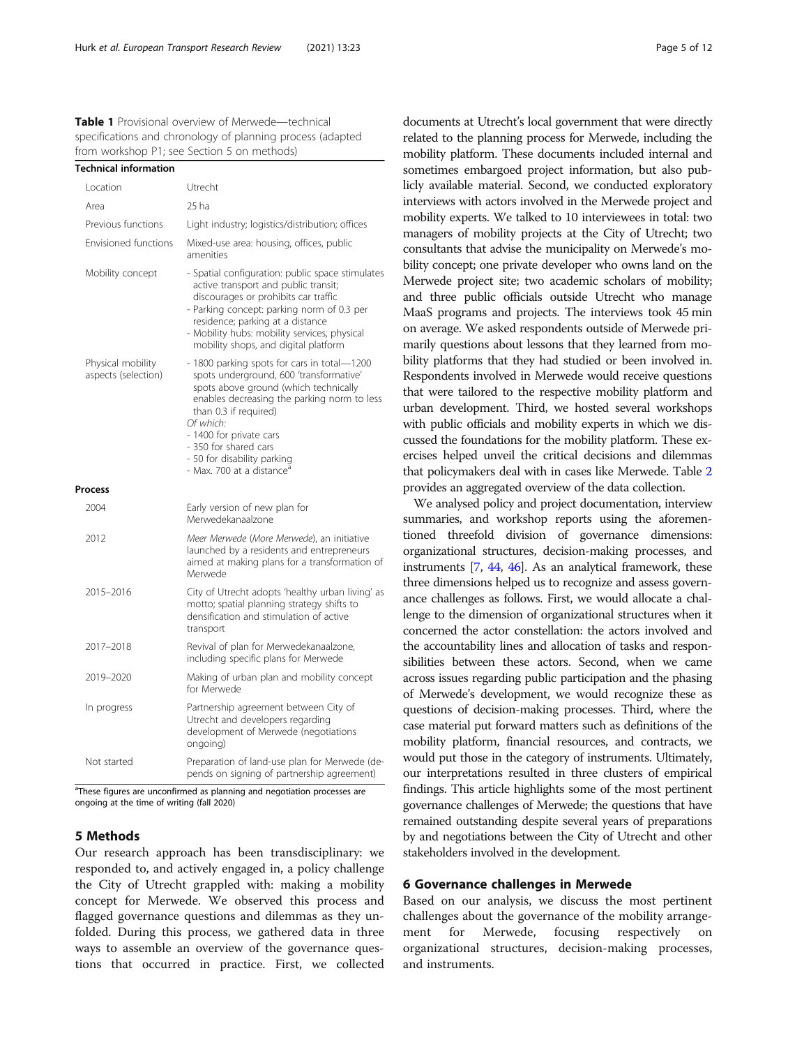**Table 1** Provisional overview of Merwede—technical specifications and chronology of planning process (adapted from workshop P1; see Section 5 on methods)

| **Technical information** | |
|---|---|
| Location | Utrecht |
| Area | 25 ha |
| Previous functions | Light industry; logistics/distribution; offices |
| Envisioned functions | Mixed-use area: housing, offices, public amenities |
| Mobility concept | - Spatial configuration: public space stimulates active transport and public transit; discourages or prohibits car traffic<br>- Parking concept: parking norm of 0.3 per residence; parking at a distance<br>- Mobility hubs: mobility services, physical mobility shops, and digital platform |
| Physical mobility aspects (selection) | - 1800 parking spots for cars in total—1200 spots underground, 600 'transformative' spots above ground (which technically enables decreasing the parking norm to less than 0.3 if required)<br>*Of which:*<br>- 1400 for private cars<br>- 350 for shared cars<br>- 50 for disability parking<br>- Max. 700 at a distance[a] |
| **Process** | |
| 2004 | Early version of new plan for Merwedekanaalzone |
| 2012 | *Meer Merwede* (*More Merwede*), an initiative launched by a residents and entrepreneurs aimed at making plans for a transformation of Merwede |
| 2015–2016 | City of Utrecht adopts 'healthy urban living' as motto; spatial planning strategy shifts to densification and stimulation of active transport |
| 2017–2018 | Revival of plan for Merwedekanaalzone, including specific plans for Merwede |
| 2019–2020 | Making of urban plan and mobility concept for Merwede |
| In progress | Partnership agreement between City of Utrecht and developers regarding development of Merwede (negotiations ongoing) |
| Not started | Preparation of land-use plan for Merwede (depends on signing of partnership agreement) |

[a]These figures are unconfirmed as planning and negotiation processes are ongoing at the time of writing (fall 2020)

## 5 Methods

Our research approach has been transdisciplinary: we responded to, and actively engaged in, a policy challenge the City of Utrecht grappled with: making a mobility concept for Merwede. We observed this process and flagged governance questions and dilemmas as they unfolded. During this process, we gathered data in three ways to assemble an overview of the governance questions that occurred in practice. First, we collected documents at Utrecht's local government that were directly related to the planning process for Merwede, including the mobility platform. These documents included internal and sometimes embargoed project information, but also publicly available material. Second, we conducted exploratory interviews with actors involved in the Merwede project and mobility experts. We talked to 10 interviewees in total: two managers of mobility projects at the City of Utrecht; two consultants that advise the municipality on Merwede's mobility concept; one private developer who owns land on the Merwede project site; two academic scholars of mobility; and three public officials outside Utrecht who manage MaaS programs and projects. The interviews took 45 min on average. We asked respondents outside of Merwede primarily questions about lessons that they learned from mobility platforms that they had studied or been involved in. Respondents involved in Merwede would receive questions that were tailored to the respective mobility platform and urban development. Third, we hosted several workshops with public officials and mobility experts in which we discussed the foundations for the mobility platform. These exercises helped unveil the critical decisions and dilemmas that policymakers deal with in cases like Merwede. Table 2 provides an aggregated overview of the data collection.

We analysed policy and project documentation, interview summaries, and workshop reports using the aforementioned threefold division of governance dimensions: organizational structures, decision-making processes, and instruments [7, 44, 46]. As an analytical framework, these three dimensions helped us to recognize and assess governance challenges as follows. First, we would allocate a challenge to the dimension of organizational structures when it concerned the actor constellation: the actors involved and the accountability lines and allocation of tasks and responsibilities between these actors. Second, when we came across issues regarding public participation and the phasing of Merwede's development, we would recognize these as questions of decision-making processes. Third, where the case material put forward matters such as definitions of the mobility platform, financial resources, and contracts, we would put those in the category of instruments. Ultimately, our interpretations resulted in three clusters of empirical findings. This article highlights some of the most pertinent governance challenges of Merwede; the questions that have remained outstanding despite several years of preparations by and negotiations between the City of Utrecht and other stakeholders involved in the development.

## 6 Governance challenges in Merwede

Based on our analysis, we discuss the most pertinent challenges about the governance of the mobility arrangement for Merwede, focusing respectively on organizational structures, decision-making processes, and instruments.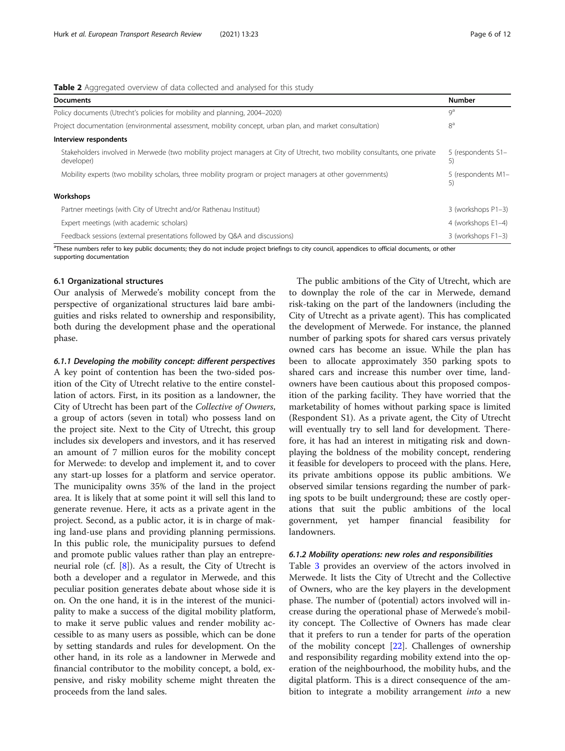**Table 2** Aggregated overview of data collected and analysed for this study

| Documents | Number |
|---|---|
| Policy documents (Utrecht's policies for mobility and planning, 2004–2020) | 9[a] |
| Project documentation (environmental assessment, mobility concept, urban plan, and market consultation) | 8[a] |
| **Interview respondents** | |
| Stakeholders involved in Merwede (two mobility project managers at City of Utrecht, two mobility consultants, one private developer) | 5 (respondents S1–5) |
| Mobility experts (two mobility scholars, three mobility program or project managers at other governments) | 5 (respondents M1–5) |
| **Workshops** | |
| Partner meetings (with City of Utrecht and/or Rathenau Instituut) | 3 (workshops P1–3) |
| Expert meetings (with academic scholars) | 4 (workshops E1–4) |
| Feedback sessions (external presentations followed by Q&A and discussions) | 3 (workshops F1–3) |

[a]These numbers refer to key public documents; they do not include project briefings to city council, appendices to official documents, or other supporting documentation

### 6.1 Organizational structures

Our analysis of Merwede's mobility concept from the perspective of organizational structures laid bare ambiguities and risks related to ownership and responsibility, both during the development phase and the operational phase.

#### *6.1.1 Developing the mobility concept: different perspectives*

A key point of contention has been the two-sided position of the City of Utrecht relative to the entire constellation of actors. First, in its position as a landowner, the City of Utrecht has been part of the *Collective of Owners*, a group of actors (seven in total) who possess land on the project site. Next to the City of Utrecht, this group includes six developers and investors, and it has reserved an amount of 7 million euros for the mobility concept for Merwede: to develop and implement it, and to cover any start-up losses for a platform and service operator. The municipality owns 35% of the land in the project area. It is likely that at some point it will sell this land to generate revenue. Here, it acts as a private agent in the project. Second, as a public actor, it is in charge of making land-use plans and providing planning permissions. In this public role, the municipality pursues to defend and promote public values rather than play an entrepreneurial role (cf. [8]). As a result, the City of Utrecht is both a developer and a regulator in Merwede, and this peculiar position generates debate about whose side it is on. On the one hand, it is in the interest of the municipality to make a success of the digital mobility platform, to make it serve public values and render mobility accessible to as many users as possible, which can be done by setting standards and rules for development. On the other hand, in its role as a landowner in Merwede and financial contributor to the mobility concept, a bold, expensive, and risky mobility scheme might threaten the proceeds from the land sales.

The public ambitions of the City of Utrecht, which are to downplay the role of the car in Merwede, demand risk-taking on the part of the landowners (including the City of Utrecht as a private agent). This has complicated the development of Merwede. For instance, the planned number of parking spots for shared cars versus privately owned cars has become an issue. While the plan has been to allocate approximately 350 parking spots to shared cars and increase this number over time, landowners have been cautious about this proposed composition of the parking facility. They have worried that the marketability of homes without parking space is limited (Respondent S1). As a private agent, the City of Utrecht will eventually try to sell land for development. Therefore, it has had an interest in mitigating risk and downplaying the boldness of the mobility concept, rendering it feasible for developers to proceed with the plans. Here, its private ambitions oppose its public ambitions. We observed similar tensions regarding the number of parking spots to be built underground; these are costly operations that suit the public ambitions of the local government, yet hamper financial feasibility for landowners.

#### *6.1.2 Mobility operations: new roles and responsibilities*

Table 3 provides an overview of the actors involved in Merwede. It lists the City of Utrecht and the Collective of Owners, who are the key players in the development phase. The number of (potential) actors involved will increase during the operational phase of Merwede's mobility concept. The Collective of Owners has made clear that it prefers to run a tender for parts of the operation of the mobility concept [22]. Challenges of ownership and responsibility regarding mobility extend into the operation of the neighbourhood, the mobility hubs, and the digital platform. This is a direct consequence of the ambition to integrate a mobility arrangement *into* a new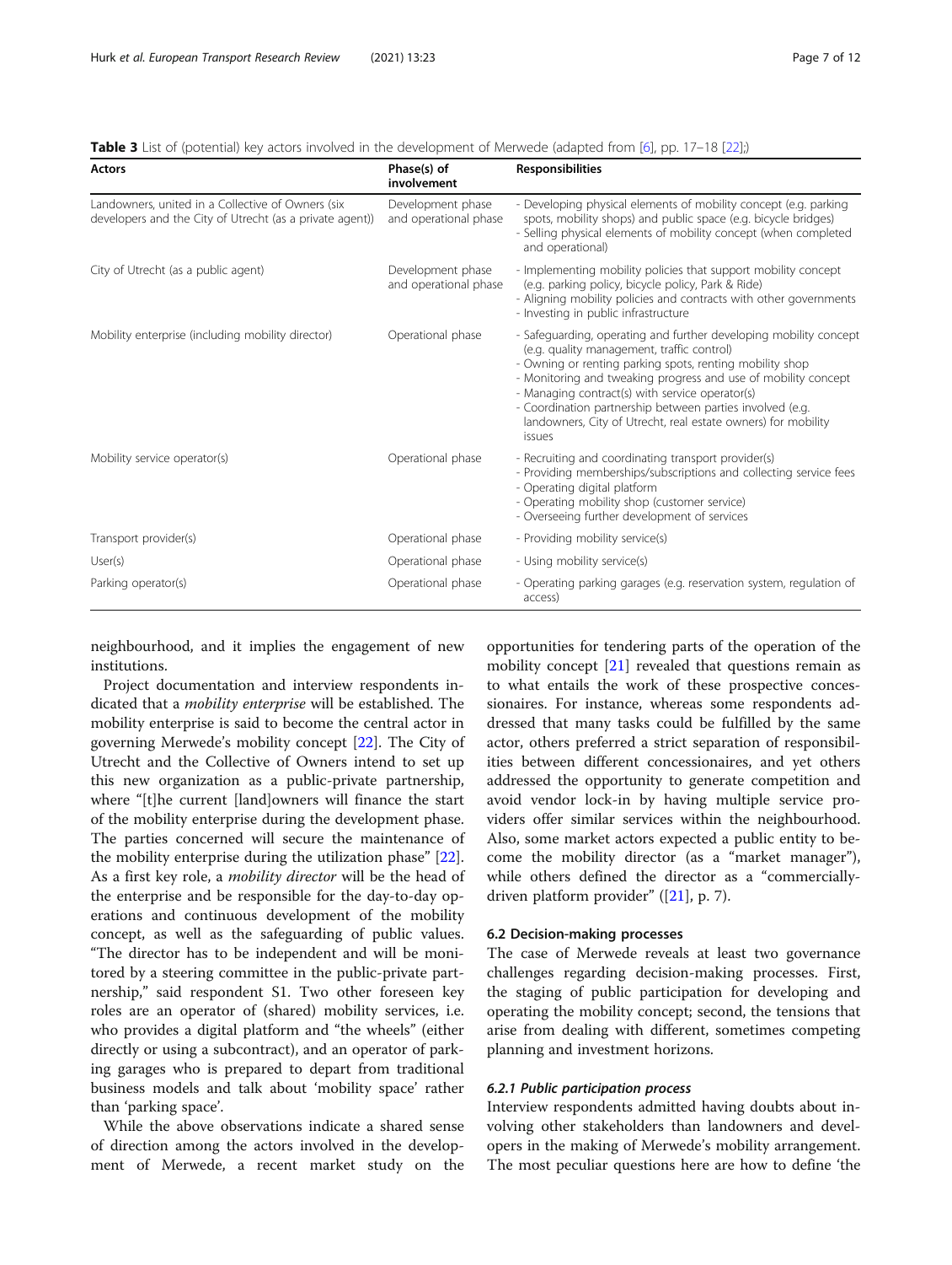**Table 3** List of (potential) key actors involved in the development of Merwede (adapted from [6], pp. 17–18 [22];)

| Actors | Phase(s) of involvement | Responsibilities |
| --- | --- | --- |
| Landowners, united in a Collective of Owners (six developers and the City of Utrecht (as a private agent)) | Development phase and operational phase | - Developing physical elements of mobility concept (e.g. parking spots, mobility shops) and public space (e.g. bicycle bridges)<br>- Selling physical elements of mobility concept (when completed and operational) |
| City of Utrecht (as a public agent) | Development phase and operational phase | - Implementing mobility policies that support mobility concept (e.g. parking policy, bicycle policy, Park & Ride)<br>- Aligning mobility policies and contracts with other governments<br>- Investing in public infrastructure |
| Mobility enterprise (including mobility director) | Operational phase | - Safeguarding, operating and further developing mobility concept (e.g. quality management, traffic control)<br>- Owning or renting parking spots, renting mobility shop<br>- Monitoring and tweaking progress and use of mobility concept<br>- Managing contract(s) with service operator(s)<br>- Coordination partnership between parties involved (e.g. landowners, City of Utrecht, real estate owners) for mobility issues |
| Mobility service operator(s) | Operational phase | - Recruiting and coordinating transport provider(s)<br>- Providing memberships/subscriptions and collecting service fees<br>- Operating digital platform<br>- Operating mobility shop (customer service)<br>- Overseeing further development of services |
| Transport provider(s) | Operational phase | - Providing mobility service(s) |
| User(s) | Operational phase | - Using mobility service(s) |
| Parking operator(s) | Operational phase | - Operating parking garages (e.g. reservation system, regulation of access) |

neighbourhood, and it implies the engagement of new institutions.

Project documentation and interview respondents indicated that a *mobility enterprise* will be established. The mobility enterprise is said to become the central actor in governing Merwede's mobility concept [22]. The City of Utrecht and the Collective of Owners intend to set up this new organization as a public-private partnership, where "[t]he current [land]owners will finance the start of the mobility enterprise during the development phase. The parties concerned will secure the maintenance of the mobility enterprise during the utilization phase" [22]. As a first key role, a *mobility director* will be the head of the enterprise and be responsible for the day-to-day operations and continuous development of the mobility concept, as well as the safeguarding of public values. "The director has to be independent and will be monitored by a steering committee in the public-private partnership," said respondent S1. Two other foreseen key roles are an operator of (shared) mobility services, i.e. who provides a digital platform and "the wheels" (either directly or using a subcontract), and an operator of parking garages who is prepared to depart from traditional business models and talk about 'mobility space' rather than 'parking space'.

While the above observations indicate a shared sense of direction among the actors involved in the development of Merwede, a recent market study on the opportunities for tendering parts of the operation of the mobility concept [21] revealed that questions remain as to what entails the work of these prospective concessionaires. For instance, whereas some respondents addressed that many tasks could be fulfilled by the same actor, others preferred a strict separation of responsibilities between different concessionaires, and yet others addressed the opportunity to generate competition and avoid vendor lock-in by having multiple service providers offer similar services within the neighbourhood. Also, some market actors expected a public entity to become the mobility director (as a "market manager"), while others defined the director as a "commercially-driven platform provider" ([21], p. 7).

### 6.2 Decision-making processes

The case of Merwede reveals at least two governance challenges regarding decision-making processes. First, the staging of public participation for developing and operating the mobility concept; second, the tensions that arise from dealing with different, sometimes competing planning and investment horizons.

#### *6.2.1 Public participation process*

Interview respondents admitted having doubts about involving other stakeholders than landowners and developers in the making of Merwede's mobility arrangement. The most peculiar questions here are how to define 'the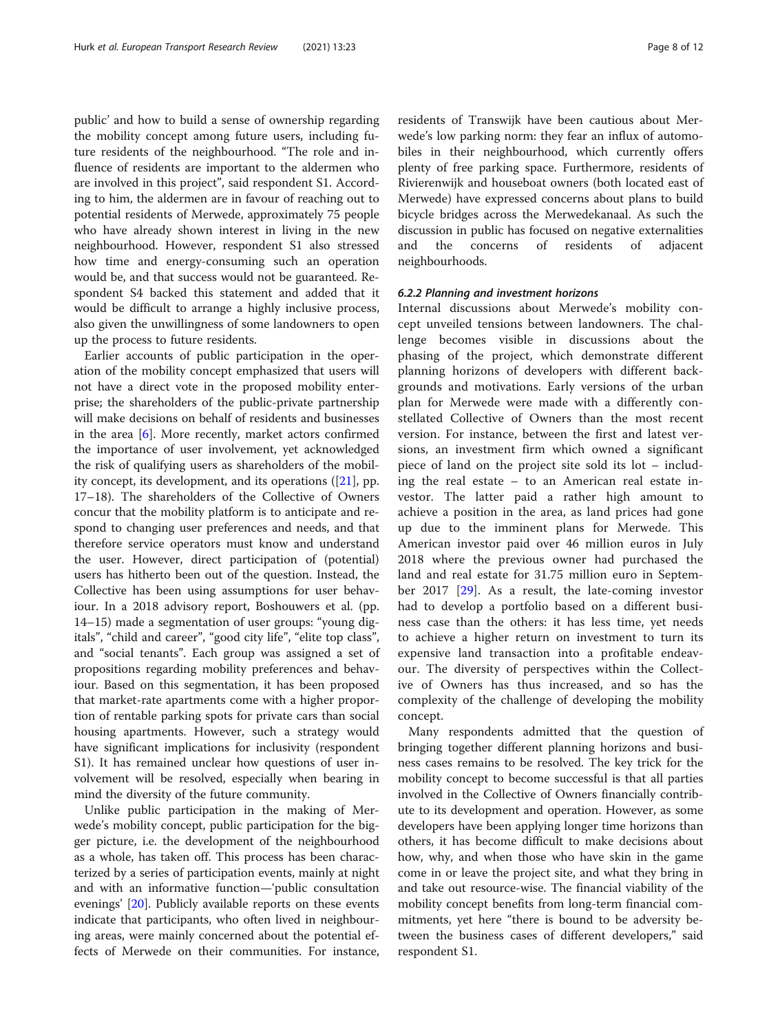public' and how to build a sense of ownership regarding the mobility concept among future users, including future residents of the neighbourhood. "The role and influence of residents are important to the aldermen who are involved in this project", said respondent S1. According to him, the aldermen are in favour of reaching out to potential residents of Merwede, approximately 75 people who have already shown interest in living in the new neighbourhood. However, respondent S1 also stressed how time and energy-consuming such an operation would be, and that success would not be guaranteed. Respondent S4 backed this statement and added that it would be difficult to arrange a highly inclusive process, also given the unwillingness of some landowners to open up the process to future residents.

Earlier accounts of public participation in the operation of the mobility concept emphasized that users will not have a direct vote in the proposed mobility enterprise; the shareholders of the public-private partnership will make decisions on behalf of residents and businesses in the area [6]. More recently, market actors confirmed the importance of user involvement, yet acknowledged the risk of qualifying users as shareholders of the mobility concept, its development, and its operations ([21], pp. 17–18). The shareholders of the Collective of Owners concur that the mobility platform is to anticipate and respond to changing user preferences and needs, and that therefore service operators must know and understand the user. However, direct participation of (potential) users has hitherto been out of the question. Instead, the Collective has been using assumptions for user behaviour. In a 2018 advisory report, Boshouwers et al. (pp. 14–15) made a segmentation of user groups: "young digitals", "child and career", "good city life", "elite top class", and "social tenants". Each group was assigned a set of propositions regarding mobility preferences and behaviour. Based on this segmentation, it has been proposed that market-rate apartments come with a higher proportion of rentable parking spots for private cars than social housing apartments. However, such a strategy would have significant implications for inclusivity (respondent S1). It has remained unclear how questions of user involvement will be resolved, especially when bearing in mind the diversity of the future community.

Unlike public participation in the making of Merwede's mobility concept, public participation for the bigger picture, i.e. the development of the neighbourhood as a whole, has taken off. This process has been characterized by a series of participation events, mainly at night and with an informative function—'public consultation evenings' [20]. Publicly available reports on these events indicate that participants, who often lived in neighbouring areas, were mainly concerned about the potential effects of Merwede on their communities. For instance, residents of Transwijk have been cautious about Merwede's low parking norm: they fear an influx of automobiles in their neighbourhood, which currently offers plenty of free parking space. Furthermore, residents of Rivierenwijk and houseboat owners (both located east of Merwede) have expressed concerns about plans to build bicycle bridges across the Merwedekanaal. As such the discussion in public has focused on negative externalities and the concerns of residents of adjacent neighbourhoods.

#### 6.2.2 Planning and investment horizons

Internal discussions about Merwede's mobility concept unveiled tensions between landowners. The challenge becomes visible in discussions about the phasing of the project, which demonstrate different planning horizons of developers with different backgrounds and motivations. Early versions of the urban plan for Merwede were made with a differently constellated Collective of Owners than the most recent version. For instance, between the first and latest versions, an investment firm which owned a significant piece of land on the project site sold its lot – including the real estate – to an American real estate investor. The latter paid a rather high amount to achieve a position in the area, as land prices had gone up due to the imminent plans for Merwede. This American investor paid over 46 million euros in July 2018 where the previous owner had purchased the land and real estate for 31.75 million euro in September 2017 [29]. As a result, the late-coming investor had to develop a portfolio based on a different business case than the others: it has less time, yet needs to achieve a higher return on investment to turn its expensive land transaction into a profitable endeavour. The diversity of perspectives within the Collective of Owners has thus increased, and so has the complexity of the challenge of developing the mobility concept.

Many respondents admitted that the question of bringing together different planning horizons and business cases remains to be resolved. The key trick for the mobility concept to become successful is that all parties involved in the Collective of Owners financially contribute to its development and operation. However, as some developers have been applying longer time horizons than others, it has become difficult to make decisions about how, why, and when those who have skin in the game come in or leave the project site, and what they bring in and take out resource-wise. The financial viability of the mobility concept benefits from long-term financial commitments, yet here "there is bound to be adversity between the business cases of different developers," said respondent S1.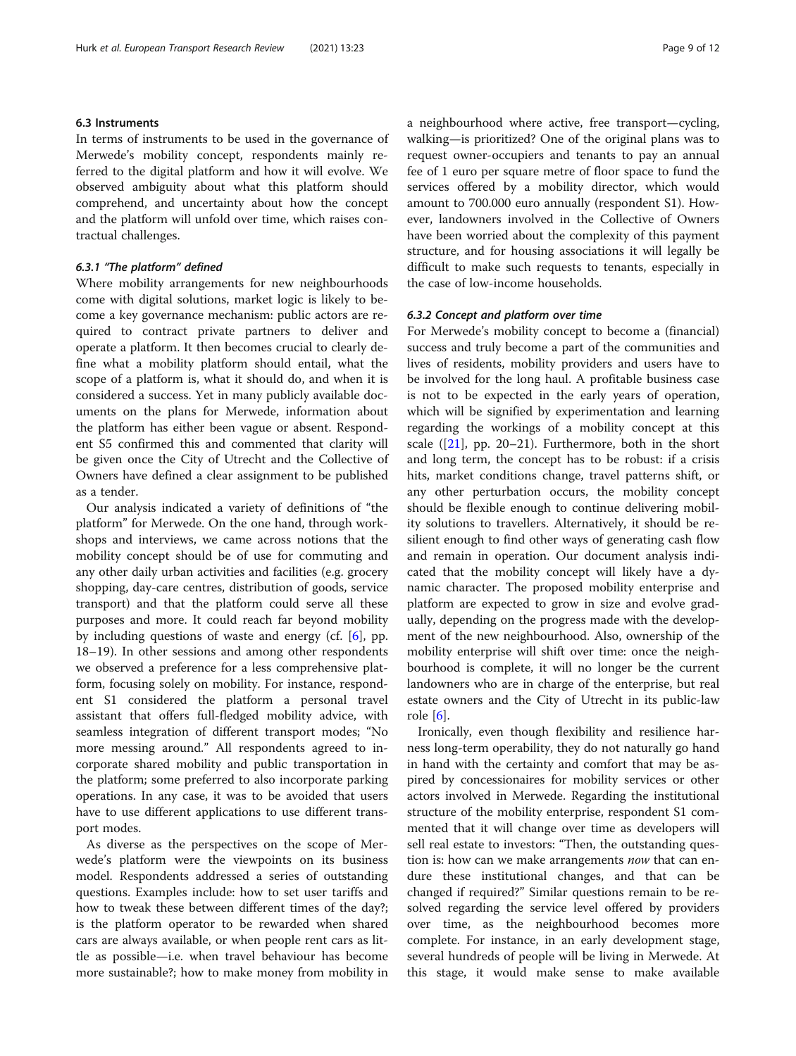### 6.3 Instruments

In terms of instruments to be used in the governance of Merwede's mobility concept, respondents mainly referred to the digital platform and how it will evolve. We observed ambiguity about what this platform should comprehend, and uncertainty about how the concept and the platform will unfold over time, which raises contractual challenges.

#### 6.3.1 "The platform" defined

Where mobility arrangements for new neighbourhoods come with digital solutions, market logic is likely to become a key governance mechanism: public actors are required to contract private partners to deliver and operate a platform. It then becomes crucial to clearly define what a mobility platform should entail, what the scope of a platform is, what it should do, and when it is considered a success. Yet in many publicly available documents on the plans for Merwede, information about the platform has either been vague or absent. Respondent S5 confirmed this and commented that clarity will be given once the City of Utrecht and the Collective of Owners have defined a clear assignment to be published as a tender.

Our analysis indicated a variety of definitions of "the platform" for Merwede. On the one hand, through workshops and interviews, we came across notions that the mobility concept should be of use for commuting and any other daily urban activities and facilities (e.g. grocery shopping, day-care centres, distribution of goods, service transport) and that the platform could serve all these purposes and more. It could reach far beyond mobility by including questions of waste and energy (cf. [6], pp. 18–19). In other sessions and among other respondents we observed a preference for a less comprehensive platform, focusing solely on mobility. For instance, respondent S1 considered the platform a personal travel assistant that offers full-fledged mobility advice, with seamless integration of different transport modes; "No more messing around." All respondents agreed to incorporate shared mobility and public transportation in the platform; some preferred to also incorporate parking operations. In any case, it was to be avoided that users have to use different applications to use different transport modes.

As diverse as the perspectives on the scope of Merwede's platform were the viewpoints on its business model. Respondents addressed a series of outstanding questions. Examples include: how to set user tariffs and how to tweak these between different times of the day?; is the platform operator to be rewarded when shared cars are always available, or when people rent cars as little as possible—i.e. when travel behaviour has become more sustainable?; how to make money from mobility in a neighbourhood where active, free transport—cycling, walking—is prioritized? One of the original plans was to request owner-occupiers and tenants to pay an annual fee of 1 euro per square metre of floor space to fund the services offered by a mobility director, which would amount to 700.000 euro annually (respondent S1). However, landowners involved in the Collective of Owners have been worried about the complexity of this payment structure, and for housing associations it will legally be difficult to make such requests to tenants, especially in the case of low-income households.

#### 6.3.2 Concept and platform over time

For Merwede's mobility concept to become a (financial) success and truly become a part of the communities and lives of residents, mobility providers and users have to be involved for the long haul. A profitable business case is not to be expected in the early years of operation, which will be signified by experimentation and learning regarding the workings of a mobility concept at this scale ([21], pp. 20–21). Furthermore, both in the short and long term, the concept has to be robust: if a crisis hits, market conditions change, travel patterns shift, or any other perturbation occurs, the mobility concept should be flexible enough to continue delivering mobility solutions to travellers. Alternatively, it should be resilient enough to find other ways of generating cash flow and remain in operation. Our document analysis indicated that the mobility concept will likely have a dynamic character. The proposed mobility enterprise and platform are expected to grow in size and evolve gradually, depending on the progress made with the development of the new neighbourhood. Also, ownership of the mobility enterprise will shift over time: once the neighbourhood is complete, it will no longer be the current landowners who are in charge of the enterprise, but real estate owners and the City of Utrecht in its public-law role [6].

Ironically, even though flexibility and resilience harness long-term operability, they do not naturally go hand in hand with the certainty and comfort that may be aspired by concessionaires for mobility services or other actors involved in Merwede. Regarding the institutional structure of the mobility enterprise, respondent S1 commented that it will change over time as developers will sell real estate to investors: "Then, the outstanding question is: how can we make arrangements *now* that can endure these institutional changes, and that can be changed if required?" Similar questions remain to be resolved regarding the service level offered by providers over time, as the neighbourhood becomes more complete. For instance, in an early development stage, several hundreds of people will be living in Merwede. At this stage, it would make sense to make available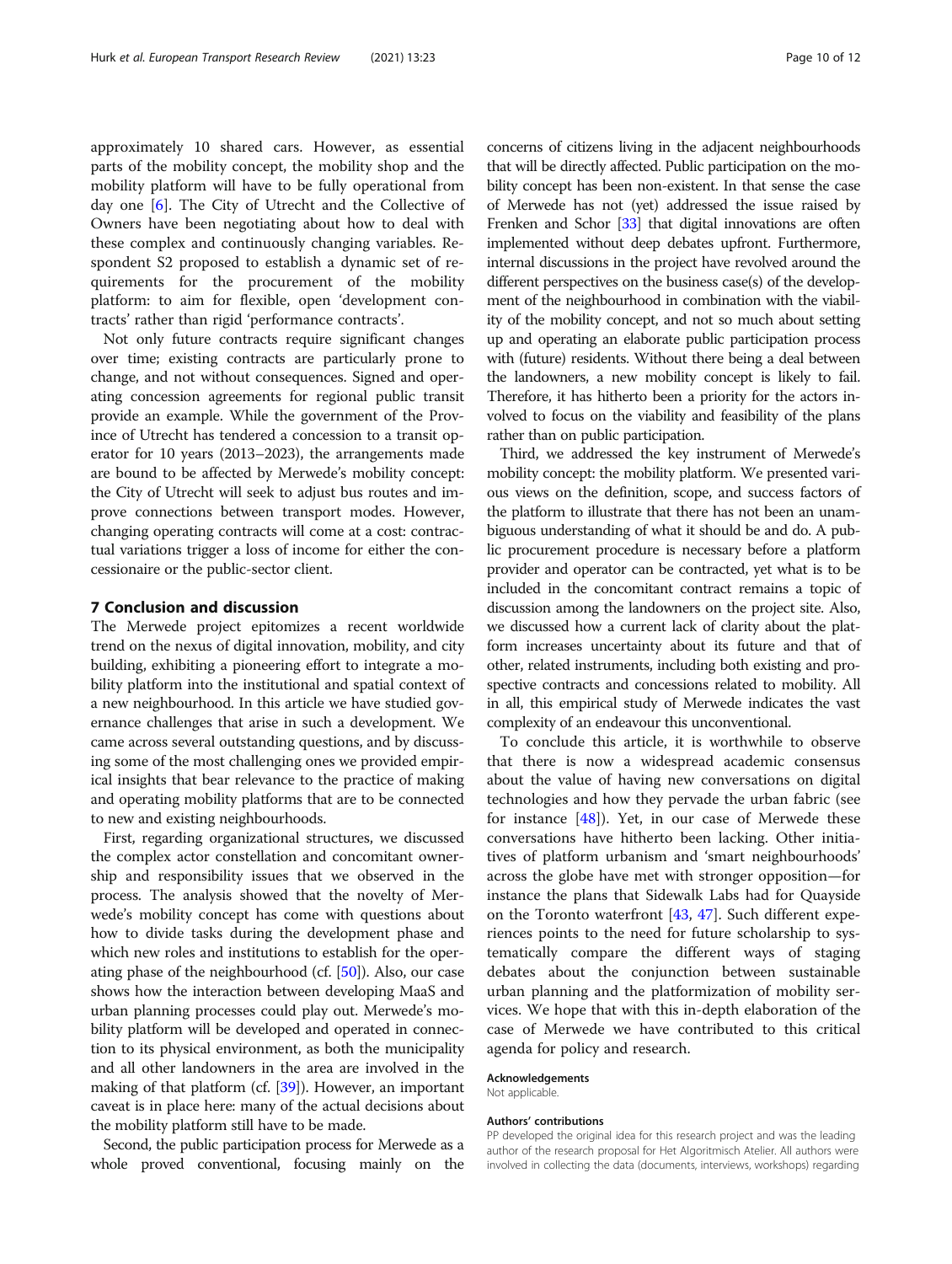approximately 10 shared cars. However, as essential parts of the mobility concept, the mobility shop and the mobility platform will have to be fully operational from day one [6]. The City of Utrecht and the Collective of Owners have been negotiating about how to deal with these complex and continuously changing variables. Respondent S2 proposed to establish a dynamic set of requirements for the procurement of the mobility platform: to aim for flexible, open 'development contracts' rather than rigid 'performance contracts'.

Not only future contracts require significant changes over time; existing contracts are particularly prone to change, and not without consequences. Signed and operating concession agreements for regional public transit provide an example. While the government of the Province of Utrecht has tendered a concession to a transit operator for 10 years (2013–2023), the arrangements made are bound to be affected by Merwede's mobility concept: the City of Utrecht will seek to adjust bus routes and improve connections between transport modes. However, changing operating contracts will come at a cost: contractual variations trigger a loss of income for either the concessionaire or the public-sector client.

## 7 Conclusion and discussion

The Merwede project epitomizes a recent worldwide trend on the nexus of digital innovation, mobility, and city building, exhibiting a pioneering effort to integrate a mobility platform into the institutional and spatial context of a new neighbourhood. In this article we have studied governance challenges that arise in such a development. We came across several outstanding questions, and by discussing some of the most challenging ones we provided empirical insights that bear relevance to the practice of making and operating mobility platforms that are to be connected to new and existing neighbourhoods.

First, regarding organizational structures, we discussed the complex actor constellation and concomitant ownership and responsibility issues that we observed in the process. The analysis showed that the novelty of Merwede's mobility concept has come with questions about how to divide tasks during the development phase and which new roles and institutions to establish for the operating phase of the neighbourhood (cf. [50]). Also, our case shows how the interaction between developing MaaS and urban planning processes could play out. Merwede's mobility platform will be developed and operated in connection to its physical environment, as both the municipality and all other landowners in the area are involved in the making of that platform (cf. [39]). However, an important caveat is in place here: many of the actual decisions about the mobility platform still have to be made.

Second, the public participation process for Merwede as a whole proved conventional, focusing mainly on the concerns of citizens living in the adjacent neighbourhoods that will be directly affected. Public participation on the mobility concept has been non-existent. In that sense the case of Merwede has not (yet) addressed the issue raised by Frenken and Schor [33] that digital innovations are often implemented without deep debates upfront. Furthermore, internal discussions in the project have revolved around the different perspectives on the business case(s) of the development of the neighbourhood in combination with the viability of the mobility concept, and not so much about setting up and operating an elaborate public participation process with (future) residents. Without there being a deal between the landowners, a new mobility concept is likely to fail. Therefore, it has hitherto been a priority for the actors involved to focus on the viability and feasibility of the plans rather than on public participation.

Third, we addressed the key instrument of Merwede's mobility concept: the mobility platform. We presented various views on the definition, scope, and success factors of the platform to illustrate that there has not been an unambiguous understanding of what it should be and do. A public procurement procedure is necessary before a platform provider and operator can be contracted, yet what is to be included in the concomitant contract remains a topic of discussion among the landowners on the project site. Also, we discussed how a current lack of clarity about the platform increases uncertainty about its future and that of other, related instruments, including both existing and prospective contracts and concessions related to mobility. All in all, this empirical study of Merwede indicates the vast complexity of an endeavour this unconventional.

To conclude this article, it is worthwhile to observe that there is now a widespread academic consensus about the value of having new conversations on digital technologies and how they pervade the urban fabric (see for instance [48]). Yet, in our case of Merwede these conversations have hitherto been lacking. Other initiatives of platform urbanism and 'smart neighbourhoods' across the globe have met with stronger opposition—for instance the plans that Sidewalk Labs had for Quayside on the Toronto waterfront [43, 47]. Such different experiences points to the need for future scholarship to systematically compare the different ways of staging debates about the conjunction between sustainable urban planning and the platformization of mobility services. We hope that with this in-depth elaboration of the case of Merwede we have contributed to this critical agenda for policy and research.

#### Acknowledgements

Not applicable.

#### Authors' contributions

PP developed the original idea for this research project and was the leading author of the research proposal for Het Algoritmisch Atelier. All authors were involved in collecting the data (documents, interviews, workshops) regarding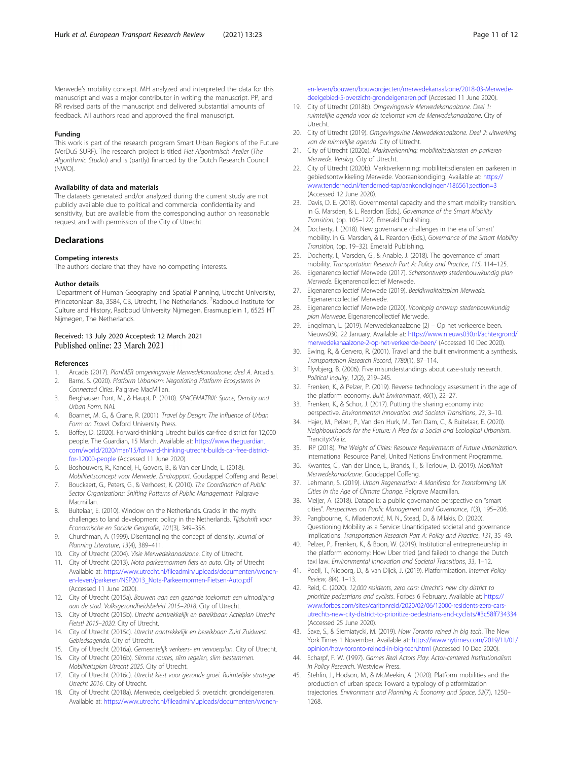Merwede's mobility concept. MH analyzed and interpreted the data for this manuscript and was a major contributor in writing the manuscript. PP, and RR revised parts of the manuscript and delivered substantial amounts of feedback. All authors read and approved the final manuscript.

### Funding

This work is part of the research program Smart Urban Regions of the Future (VerDuS SURF). The research project is titled *Het Algoritmisch Atelier* (*The Algorithmic Studio*) and is (partly) financed by the Dutch Research Council (NWO).

### Availability of data and materials

The datasets generated and/or analyzed during the current study are not publicly available due to political and commercial confidentiality and sensitivity, but are available from the corresponding author on reasonable request and with permission of the City of Utrecht.

## Declarations

### Competing interests

The authors declare that they have no competing interests.

### Author details

[1]Department of Human Geography and Spatial Planning, Utrecht University, Princetonlaan 8a, 3584, CB, Utrecht, The Netherlands. [2]Radboud Institute for Culture and History, Radboud University Nijmegen, Erasmusplein 1, 6525 HT Nijmegen, The Netherlands.

Received: 13 July 2020 Accepted: 12 March 2021
Published online: 23 March 2021

### References

1. Arcadis (2017). *PlanMER omgevingsvisie Merwedekanaalzone: deel A*. Arcadis.
2. Barns, S. (2020). *Platform Urbanism: Negotiating Platform Ecosystems in Connected Cities*. Palgrave MacMillan.
3. Berghauser Pont, M., & Haupt, P. (2010). *SPACEMATRIX: Space, Density and Urban Form*. NAi.
4. Boarnet, M. G., & Crane, R. (2001). *Travel by Design: The Influence of Urban Form on Travel*. Oxford University Press.
5. Boffey, D. (2020). Forward-thinking Utrecht builds car-free district for 12,000 people. The Guardian, 15 March. Available at: https://www.theguardian.com/world/2020/mar/15/forward-thinking-utrecht-builds-car-free-district-for-12000-people (Accessed 11 June 2020).
6. Boshouwers, R., Kandel, H., Govers, B., & Van der Linde, L. (2018). *Mobiliteitsconcept voor Merwede. Eindrapport*. Goudappel Coffeng and Rebel.
7. Bouckaert, G., Peters, G., & Verhoest, K. (2010). *The Coordination of Public Sector Organizations: Shifting Patterns of Public Management*. Palgrave Macmillan.
8. Buitelaar, E. (2010). Window on the Netherlands. Cracks in the myth: challenges to land development policy in the Netherlands. *Tijdschrift voor Economische en Sociale Geografie*, *101*(3), 349–356.
9. Churchman, A. (1999). Disentangling the concept of density. *Journal of Planning Literature*, *13*(4), 389–411.
10. City of Utrecht (2004). *Visie Merwedekanaalzone*. City of Utrecht.
11. City of Utrecht (2013). *Nota parkeernormen fiets en auto*. City of Utrecht Available at: https://www.utrecht.nl/fileadmin/uploads/documenten/wonen-en-leven/parkeren/NSP2013_Nota-Parkeernormen-Fietsen-Auto.pdf (Accessed 11 June 2020).
12. City of Utrecht (2015a). *Bouwen aan een gezonde toekomst: een uitnodiging aan de stad. Volksgezondheidsbeleid 2015–2018*. City of Utrecht.
13. City of Utrecht (2015b). *Utrecht aantrekkelijk en bereikbaar: Actieplan Utrecht Fietst! 2015–2020*. City of Utrecht.
14. City of Utrecht (2015c). *Utrecht aantrekkelijk en bereikbaar: Zuid Zuidwest. Gebiedsagenda*. City of Utrecht.
15. City of Utrecht (2016a). *Gemeentelijk verkeers- en vervoerplan*. City of Utrecht.
16. City of Utrecht (2016b). *Slimme routes, slim regelen, slim bestemmen. Mobiliteitsplan Utrecht 2025*. City of Utrecht.
17. City of Utrecht (2016c). *Utrecht kiest voor gezonde groei. Ruimtelijke strategie Utrecht 2016*. City of Utrecht.
18. City of Utrecht (2018a). Merwede, deelgebied 5: overzicht grondeigenaren. Available at: https://www.utrecht.nl/fileadmin/uploads/documenten/wonen-en-leven/bouwen/bouwprojecten/merwedekanaalzone/2018-03-Merwede-deelgebied-5-overzicht-grondeigenaren.pdf (Accessed 11 June 2020).
19. City of Utrecht (2018b). *Omgevingsvisie Merwedekanaalzone. Deel 1: ruimtelijke agenda voor de toekomst van de Merwedekanaalzone*. City of Utrecht.
20. City of Utrecht (2019). *Omgevingsvisie Merwedekanaalzone. Deel 2: uitwerking van de ruimtelijke agenda*. City of Utrecht.
21. City of Utrecht (2020a). *Marktverkenning: mobiliteitsdiensten en parkeren Merwede. Verslag*. City of Utrecht.
22. City of Utrecht (2020b). Marktverkenning: mobiliteitsdiensten en parkeren in gebiedsontwikkeling Merwede. Vooraankondiging. Available at: https://www.tenderned.nl/tenderned-tap/aankondigingen/186561;section=3 (Accessed 12 June 2020).
23. Davis, D. E. (2018). Governmental capacity and the smart mobility transition. In G. Marsden, & L. Reardon (Eds.), *Governance of the Smart Mobility Transition*, (pp. 105–122). Emerald Publishing.
24. Docherty, I. (2018). New governance challenges in the era of 'smart' mobility. In G. Marsden, & L. Reardon (Eds.), *Governance of the Smart Mobility Transition*, (pp. 19–32). Emerald Publishing.
25. Docherty, I., Marsden, G., & Anable, J. (2018). The governance of smart mobility. *Transportation Research Part A: Policy and Practice*, *115*, 114–125.
26. Eigenarencollectief Merwede (2017). *Schetsontwerp stedenbouwkundig plan Merwede*. Eigenarencollectief Merwede.
27. Eigenarencollectief Merwede (2019). *Beeldkwaliteitsplan Merwede*. Eigenarencollectief Merwede.
28. Eigenarencollectief Merwede (2020). *Voorlopig ontwerp stedenbouwkundig plan Merwede*. Eigenarencollectief Merwede.
29. Engelman, L. (2019). Merwedekanaalzone (2) – Op het verkeerde been. Nieuws030, 22 January. Available at: https://www.nieuws030.nl/achtergrond/merwedekanaalzone-2-op-het-verkeerde-been/ (Accessed 10 Dec 2020).
30. Ewing, R., & Cervero, R. (2001). Travel and the built environment: a synthesis. *Transportation Research Record*, *1780*(1), 87–114.
31. Flyvbjerg, B. (2006). Five misunderstandings about case-study research. *Political Inquiry*, *12*(2), 219–245.
32. Frenken, K., & Pelzer, P. (2019). Reverse technology assessment in the age of the platform economy. *Built Environment*, *46*(1), 22–27.
33. Frenken, K., & Schor, J. (2017). Putting the sharing economy into perspective. *Environmental Innovation and Societal Transitions*, *23*, 3–10.
34. Hajer, M., Pelzer, P., Van den Hurk, M., Ten Dam, C., & Buitelaar, E. (2020). *Neighbourhoods for the Future: A Plea for a Social and Ecological Urbanism*. Trancity×Valiz.
35. IRP (2018). *The Weight of Cities: Resource Requirements of Future Urbanization*. International Resource Panel, United Nations Environment Programme.
36. Kwantes, C., Van der Linde, L., Brands, T., & Terlouw, D. (2019). *Mobiliteit Merwedekanaalzone*. Goudappel Coffeng.
37. Lehmann, S. (2019). *Urban Regeneration: A Manifesto for Transforming UK Cities in the Age of Climate Change*. Palgrave Macmillan.
38. Meijer, A. (2018). Datapolis: a public governance perspective on "smart cities". *Perspectives on Public Management and Governance*, *1*(3), 195–206.
39. Pangbourne, K., Mladenović, M. N., Stead, D., & Milakis, D. (2020). Questioning Mobility as a Service: Unanticipated societal and governance implications. *Transportation Research Part A: Policy and Practice*, *131*, 35–49.
40. Pelzer, P., Frenken, K., & Boon, W. (2019). Institutional entrepreneurship in the platform economy: How Uber tried (and failed) to change the Dutch taxi law. *Environmental Innovation and Societal Transitions*, *33*, 1–12.
41. Poell, T., Nieborg, D., & van Dijck, J. (2019). Platformisation. *Internet Policy Review*, *8*(4), 1–13.
42. Reid, C. (2020). *12,000 residents, zero cars: Utrecht's new city district to prioritize pedestrians and cyclists*. Forbes 6 February. Available at: https://www.forbes.com/sites/carltonreid/2020/02/06/12000-residents-zero-cars-utrechts-new-city-district-to-prioritize-pedestrians-and-cyclists/#3c58ff734334 (Accessed 25 June 2020).
43. Saxe, S., & Siemiatycki, M. (2019). How Toronto reined in big tech. The New York Times 1 November. Available at: https://www.nytimes.com/2019/11/01/opinion/how-toronto-reined-in-big-tech.html (Accessed 10 Dec 2020).
44. Scharpf, F. W. (1997). *Games Real Actors Play: Actor-centered Institutionalism in Policy Research*. Westview Press.
45. Stehlin, J., Hodson, M., & McMeekin, A. (2020). Platform mobilities and the production of urban space: Toward a typology of platformization trajectories. *Environment and Planning A: Economy and Space*, *52*(7), 1250–1268.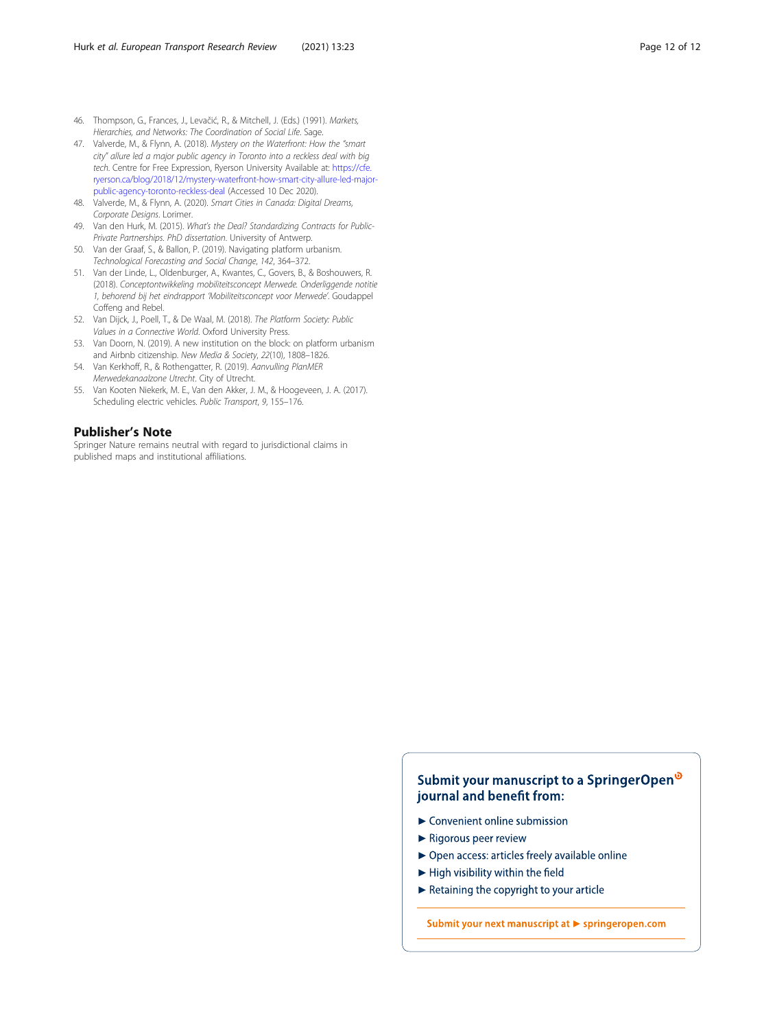46. Thompson, G., Frances, J., Levačić, R., & Mitchell, J. (Eds.) (1991). *Markets, Hierarchies, and Networks: The Coordination of Social Life*. Sage.
47. Valverde, M., & Flynn, A. (2018). *Mystery on the Waterfront: How the "smart city" allure led a major public agency in Toronto into a reckless deal with big tech*. Centre for Free Expression, Ryerson University Available at: https://cfe.ryerson.ca/blog/2018/12/mystery-waterfront-how-smart-city-allure-led-major-public-agency-toronto-reckless-deal (Accessed 10 Dec 2020).
48. Valverde, M., & Flynn, A. (2020). *Smart Cities in Canada: Digital Dreams, Corporate Designs*. Lorimer.
49. Van den Hurk, M. (2015). *What's the Deal? Standardizing Contracts for Public-Private Partnerships. PhD dissertation*. University of Antwerp.
50. Van der Graaf, S., & Ballon, P. (2019). Navigating platform urbanism. *Technological Forecasting and Social Change*, *142*, 364–372.
51. Van der Linde, L., Oldenburger, A., Kwantes, C., Govers, B., & Boshouwers, R. (2018). *Conceptontwikkeling mobiliteitsconcept Merwede. Onderliggende notitie 1, behorend bij het eindrapport 'Mobiliteitsconcept voor Merwede'*. Goudappel Coffeng and Rebel.
52. Van Dijck, J., Poell, T., & De Waal, M. (2018). *The Platform Society: Public Values in a Connective World*. Oxford University Press.
53. Van Doorn, N. (2019). A new institution on the block: on platform urbanism and Airbnb citizenship. *New Media & Society*, *22*(10), 1808–1826.
54. Van Kerkhoff, R., & Rothengatter, R. (2019). *Aanvulling PlanMER Merwedekanaalzone Utrecht*. City of Utrecht.
55. Van Kooten Niekerk, M. E., Van den Akker, J. M., & Hoogeveen, J. A. (2017). Scheduling electric vehicles. *Public Transport*, *9*, 155–176.

## Publisher's Note

Springer Nature remains neutral with regard to jurisdictional claims in published maps and institutional affiliations.

**Submit your manuscript to a SpringerOpen journal and benefit from:**

- ► Convenient online submission
- ► Rigorous peer review
- ► Open access: articles freely available online
- ► High visibility within the field
- ► Retaining the copyright to your article

**Submit your next manuscript at ► springeropen.com**